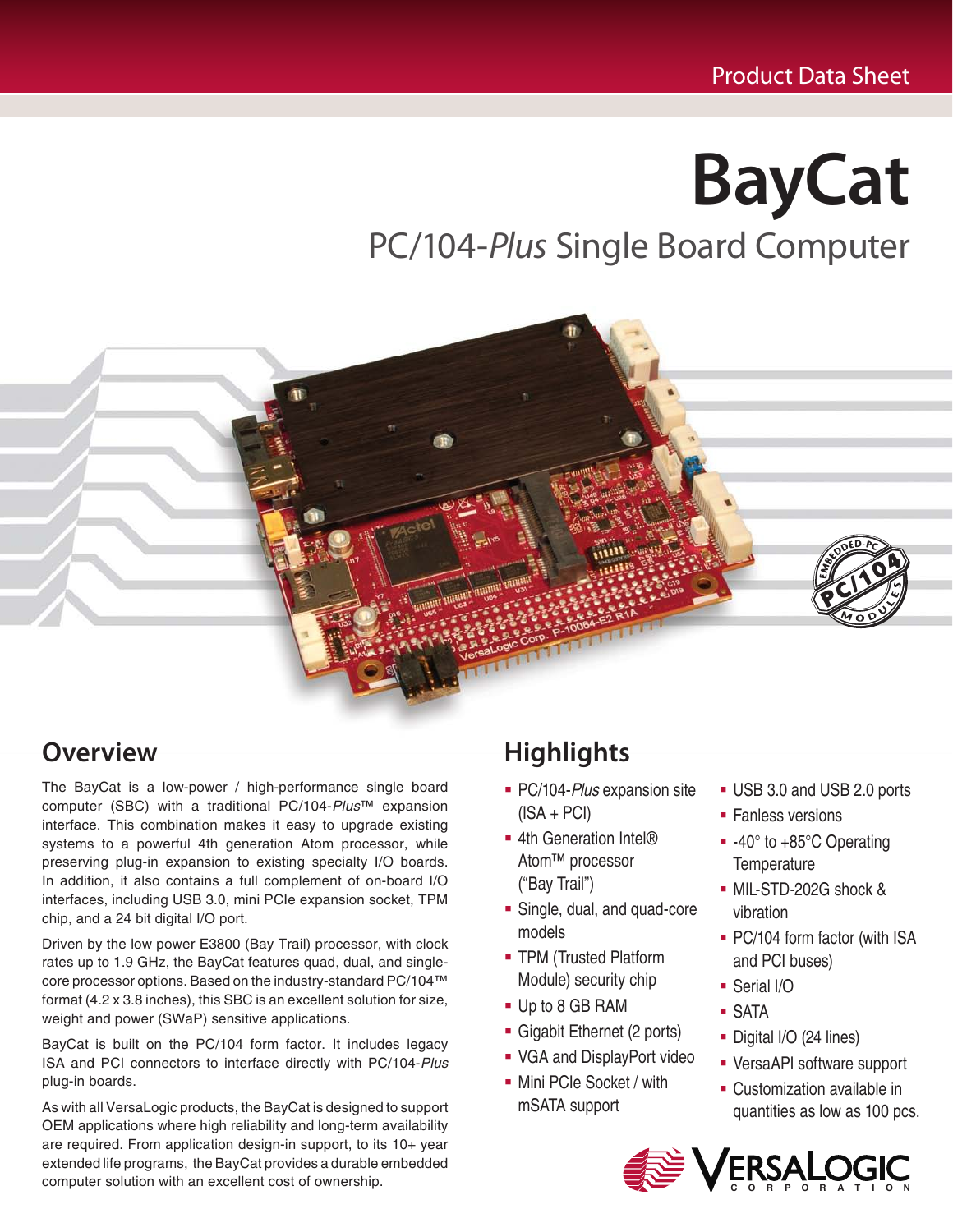Product Data Sheet

# BayCat

## PC/104-*Plus* Single Board Computer

## Overview

The BayCat is a low-power / high-performance single board computer (SBC) with a traditional PC/104-*Plus*™ expansion interface. This combination makes it easy to upgrade existing systems to a powerful 4th generation Atom processor, while preserving plug-in expansion to existing specialty I/O boards. In addition, it also contains a full complement of on-board I/O interfaces, including USB 3.0, mini PCIe expansion socket, TPM chip, and a 24 bit digital I/O port.

Driven by the low power E3800 (Bay Trail) processor, with clock rates up to 1.9 GHz, the BayCat features quad, dual, and single-core processor options. Based on the industry-standard PC/104™ format (4.2 x 3.8 inches), this SBC is an excellent solution for size, weight and power (SWaP) sensitive applications.

BayCat is built on the PC/104 form factor. It includes legacy ISA and PCI connectors to interface directly with PC/104-*Plus* plug-in boards.

As with all VersaLogic products, the BayCat is designed to support OEM applications where high reliability and long-term availability are required. From application design-in support, to its 10+ year extended life programs, the BayCat provides a durable embedded computer solution with an excellent cost of ownership.

## Highlights

- PC/104-*Plus* expansion site (ISA + PCI)
- 4th Generation Intel® Atom™ processor ("Bay Trail")
- Single, dual, and quad-core models
- TPM (Trusted Platform Module) security chip
- Up to 8 GB RAM
- Gigabit Ethernet (2 ports)
- VGA and DisplayPort video
- Mini PCIe Socket / with mSATA support
- USB 3.0 and USB 2.0 ports
- Fanless versions
- -40° to +85°C Operating Temperature
- MIL-STD-202G shock & vibration
- PC/104 form factor (with ISA and PCI buses)
- Serial I/O
- SATA
- Digital I/O (24 lines)
- VersaAPI software support
- Customization available in quantities as low as 100 pcs.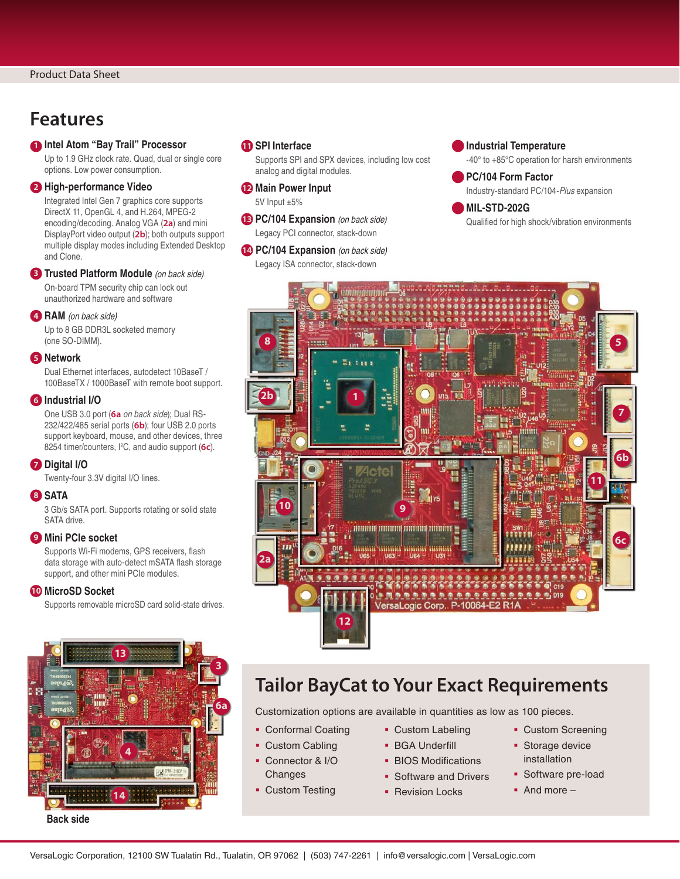## Features

**1 Intel Atom "Bay Trail" Processor**
Up to 1.9 GHz clock rate. Quad, dual or single core options. Low power consumption.

**2 High-performance Video**
Integrated Intel Gen 7 graphics core supports DirectX 11, OpenGL 4, and H.264, MPEG-2 encoding/decoding. Analog VGA (**2a**) and mini DisplayPort video output (**2b**); both outputs support multiple display modes including Extended Desktop and Clone.

**3 Trusted Platform Module** *(on back side)*
On-board TPM security chip can lock out unauthorized hardware and software

**4 RAM** *(on back side)*
Up to 8 GB DDR3L socketed memory (one SO-DIMM).

**5 Network**
Dual Ethernet interfaces, autodetect 10BaseT / 100BaseTX / 1000BaseT with remote boot support.

**6 Industrial I/O**
One USB 3.0 port (**6a** *on back side*); Dual RS-232/422/485 serial ports (**6b**); four USB 2.0 ports support keyboard, mouse, and other devices, three 8254 timer/counters, I²C, and audio support (**6c**).

**7 Digital I/O**
Twenty-four 3.3V digital I/O lines.

**8 SATA**
3 Gb/s SATA port. Supports rotating or solid state SATA drive.

**9 Mini PCIe socket**
Supports Wi-Fi modems, GPS receivers, flash data storage with auto-detect mSATA flash storage support, and other mini PCIe modules.

**10 MicroSD Socket**
Supports removable microSD card solid-state drives.

**11 SPI Interface**
Supports SPI and SPX devices, including low cost analog and digital modules.

**12 Main Power Input**
5V Input ±5%

**13 PC/104 Expansion** *(on back side)*
Legacy PCI connector, stack-down

**14 PC/104 Expansion** *(on back side)*
Legacy ISA connector, stack-down

**Industrial Temperature**
-40° to +85°C operation for harsh environments

**PC/104 Form Factor**
Industry-standard PC/104-*Plus* expansion

**MIL-STD-202G**
Qualified for high shock/vibration environments

**Back side**

## Tailor BayCat to Your Exact Requirements

Customization options are available in quantities as low as 100 pieces.

- Conformal Coating
- Custom Cabling
- Connector & I/O Changes
- Custom Testing
- Custom Labeling
- BGA Underfill
- BIOS Modifications
- Software and Drivers
- Revision Locks
- Custom Screening
- Storage device installation
- Software pre-load
- And more –

VersaLogic Corporation, 12100 SW Tualatin Rd., Tualatin, OR 97062 | (503) 747-2261 | info@versalogic.com | VersaLogic.com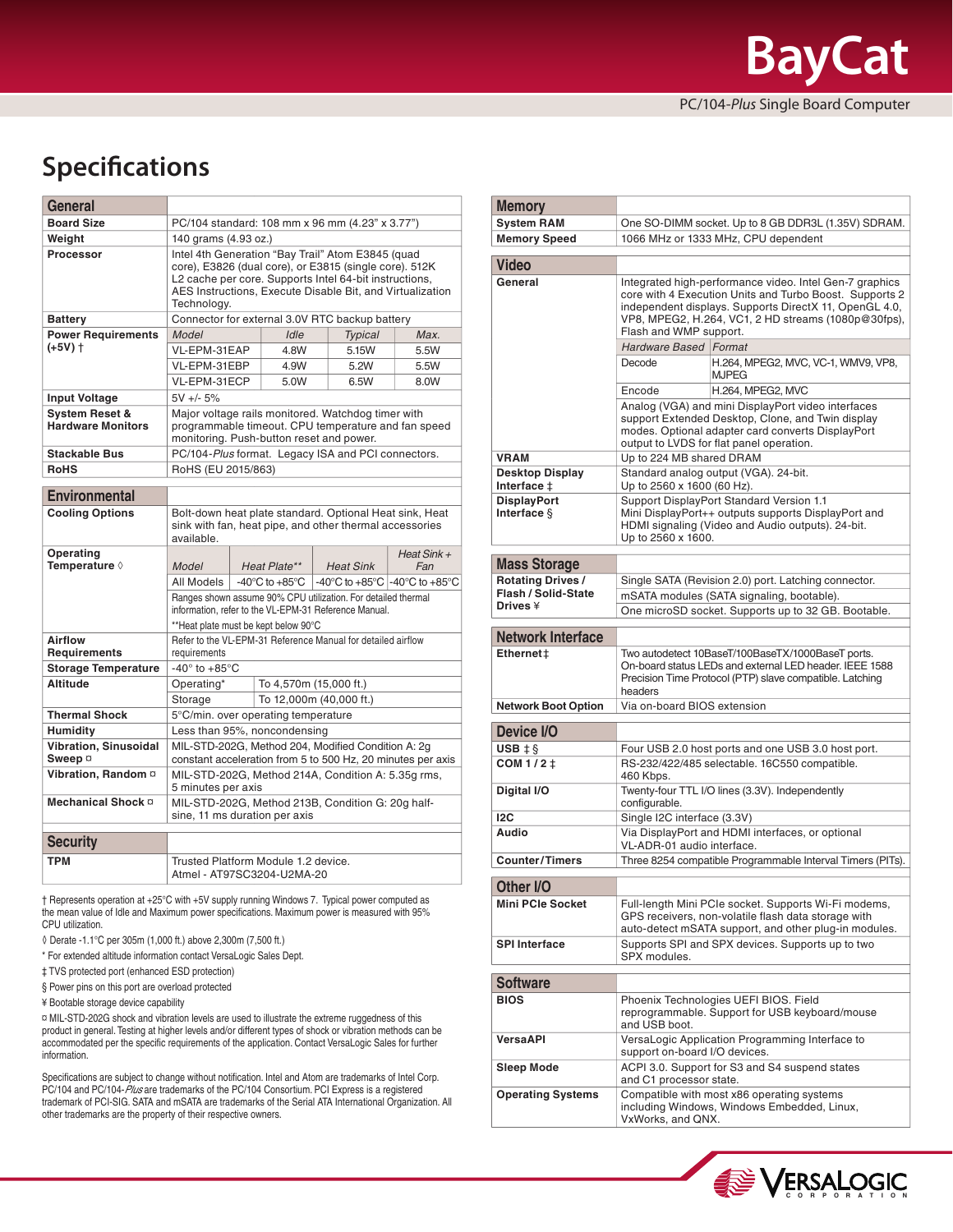## Specifications

### General

| Item | Specification | | | |
|---|---|---|---|---|
| **Board Size** | PC/104 standard: 108 mm x 96 mm (4.23" x 3.77") | | | |
| **Weight** | 140 grams (4.93 oz.) | | | |
| **Processor** | Intel 4th Generation "Bay Trail" Atom E3845 (quad core), E3826 (dual core), or E3815 (single core). 512K L2 cache per core. Supports Intel 64-bit instructions, AES Instructions, Execute Disable Bit, and Virtualization Technology. | | | |
| **Battery** | Connector for external 3.0V RTC backup battery | | | |
| **Power Requirements (+5V) †** | *Model* | *Idle* | *Typical* | *Max.* |
| | VL-EPM-31EAP | 4.8W | 5.15W | 5.5W |
| | VL-EPM-31EBP | 4.9W | 5.2W | 5.5W |
| | VL-EPM-31ECP | 5.0W | 6.5W | 8.0W |
| **Input Voltage** | 5V +/- 5% | | | |
| **System Reset & Hardware Monitors** | Major voltage rails monitored. Watchdog timer with programmable timeout. CPU temperature and fan speed monitoring. Push-button reset and power. | | | |
| **Stackable Bus** | PC/104-*Plus* format. Legacy ISA and PCI connectors. | | | |
| **RoHS** | RoHS (EU 2015/863) | | | |

### Environmental

| Item | Specification | | | |
|---|---|---|---|---|
| **Cooling Options** | Bolt-down heat plate standard. Optional Heat sink, Heat sink with fan, heat pipe, and other thermal accessories available. | | | |
| **Operating Temperature ◊** | *Model* | *Heat Plate\*\** | *Heat Sink* | *Heat Sink + Fan* |
| | All Models | -40°C to +85°C | -40°C to +85°C | -40°C to +85°C |
| | Ranges shown assume 90% CPU utilization. For detailed thermal information, refer to the VL-EPM-31 Reference Manual. | | | |
| | \*\*Heat plate must be kept below 90°C | | | |
| **Airflow Requirements** | Refer to the VL-EPM-31 Reference Manual for detailed airflow requirements | | | |
| **Storage Temperature** | -40° to +85°C | | | |
| **Altitude** | Operating\* | To 4,570m (15,000 ft.) | | |
| | Storage | To 12,000m (40,000 ft.) | | |
| **Thermal Shock** | 5°C/min. over operating temperature | | | |
| **Humidity** | Less than 95%, noncondensing | | | |
| **Vibration, Sinusoidal Sweep ¤** | MIL-STD-202G, Method 204, Modified Condition A: 2g constant acceleration from 5 to 500 Hz, 20 minutes per axis | | | |
| **Vibration, Random ¤** | MIL-STD-202G, Method 214A, Condition A: 5.35g rms, 5 minutes per axis | | | |
| **Mechanical Shock ¤** | MIL-STD-202G, Method 213B, Condition G: 20g half-sine, 11 ms duration per axis | | | |

### Security

| Item | Specification |
|---|---|
| **TPM** | Trusted Platform Module 1.2 device. Atmel - AT97SC3204-U2MA-20 |

† Represents operation at +25°C with +5V supply running Windows 7. Typical power computed as the mean value of Idle and Maximum power specifications. Maximum power is measured with 95% CPU utilization.

◊ Derate -1.1°C per 305m (1,000 ft.) above 2,300m (7,500 ft.)

\* For extended altitude information contact VersaLogic Sales Dept.

‡ TVS protected port (enhanced ESD protection)

§ Power pins on this port are overload protected

¥ Bootable storage device capability

¤ MIL-STD-202G shock and vibration levels are used to illustrate the extreme ruggedness of this product in general. Testing at higher levels and/or different types of shock or vibration methods can be accommodated per the specific requirements of the application. Contact VersaLogic Sales for further information.

Specifications are subject to change without notification. Intel and Atom are trademarks of Intel Corp. PC/104 and PC/104-*Plus* are trademarks of the PC/104 Consortium. PCI Express is a registered trademark of PCI-SIG. SATA and mSATA are trademarks of the Serial ATA International Organization. All other trademarks are the property of their respective owners.

### Memory

| Item | Specification |
|---|---|
| **System RAM** | One SO-DIMM socket. Up to 8 GB DDR3L (1.35V) SDRAM. |
| **Memory Speed** | 1066 MHz or 1333 MHz, CPU dependent |

### Video

| Item | Specification | |
|---|---|---|
| **General** | Integrated high-performance video. Intel Gen-7 graphics core with 4 Execution Units and Turbo Boost. Supports 2 independent displays. Supports DirectX 11, OpenGL 4.0, VP8, MPEG2, H.264, VC1, 2 HD streams (1080p@30fps), Flash and WMP support. | |
| | *Hardware Based* | *Format* |
| | Decode | H.264, MPEG2, MVC, VC-1, WMV9, VP8, MJPEG |
| | Encode | H.264, MPEG2, MVC |
| | Analog (VGA) and mini DisplayPort video interfaces support Extended Desktop, Clone, and Twin display modes. Optional adapter card converts DisplayPort output to LVDS for flat panel operation. | |
| **VRAM** | Up to 224 MB shared DRAM | |
| **Desktop Display Interface ‡** | Standard analog output (VGA). 24-bit. Up to 2560 x 1600 (60 Hz). | |
| **DisplayPort Interface §** | Support DisplayPort Standard Version 1.1 Mini DisplayPort++ outputs supports DisplayPort and HDMI signaling (Video and Audio outputs). 24-bit. Up to 2560 x 1600. | |

### Mass Storage

| Item | Specification |
|---|---|
| **Rotating Drives / Flash / Solid-State Drives ¥** | Single SATA (Revision 2.0) port. Latching connector. |
| | mSATA modules (SATA signaling, bootable). |
| | One microSD socket. Supports up to 32 GB. Bootable. |

### Network Interface

| Item | Specification |
|---|---|
| **Ethernet ‡** | Two autodetect 10BaseT/100BaseTX/1000BaseT ports. On-board status LEDs and external LED header. IEEE 1588 Precision Time Protocol (PTP) slave compatible. Latching headers |
| **Network Boot Option** | Via on-board BIOS extension |

### Device I/O

| Item | Specification |
|---|---|
| **USB ‡ §** | Four USB 2.0 host ports and one USB 3.0 host port. |
| **COM 1 / 2 ‡** | RS-232/422/485 selectable. 16C550 compatible. 460 Kbps. |
| **Digital I/O** | Twenty-four TTL I/O lines (3.3V). Independently configurable. |
| **I2C** | Single I2C interface (3.3V) |
| **Audio** | Via DisplayPort and HDMI interfaces, or optional VL-ADR-01 audio interface. |
| **Counter/Timers** | Three 8254 compatible Programmable Interval Timers (PITs). |

### Other I/O

| Item | Specification |
|---|---|
| **Mini PCIe Socket** | Full-length Mini PCIe socket. Supports Wi-Fi modems, GPS receivers, non-volatile flash data storage with auto-detect mSATA support, and other plug-in modules. |
| **SPI Interface** | Supports SPI and SPX devices. Supports up to two SPX modules. |

### Software

| Item | Specification |
|---|---|
| **BIOS** | Phoenix Technologies UEFI BIOS. Field reprogrammable. Support for USB keyboard/mouse and USB boot. |
| **VersaAPI** | VersaLogic Application Programming Interface to support on-board I/O devices. |
| **Sleep Mode** | ACPI 3.0. Support for S3 and S4 suspend states and C1 processor state. |
| **Operating Systems** | Compatible with most x86 operating systems including Windows, Windows Embedded, Linux, VxWorks, and QNX. |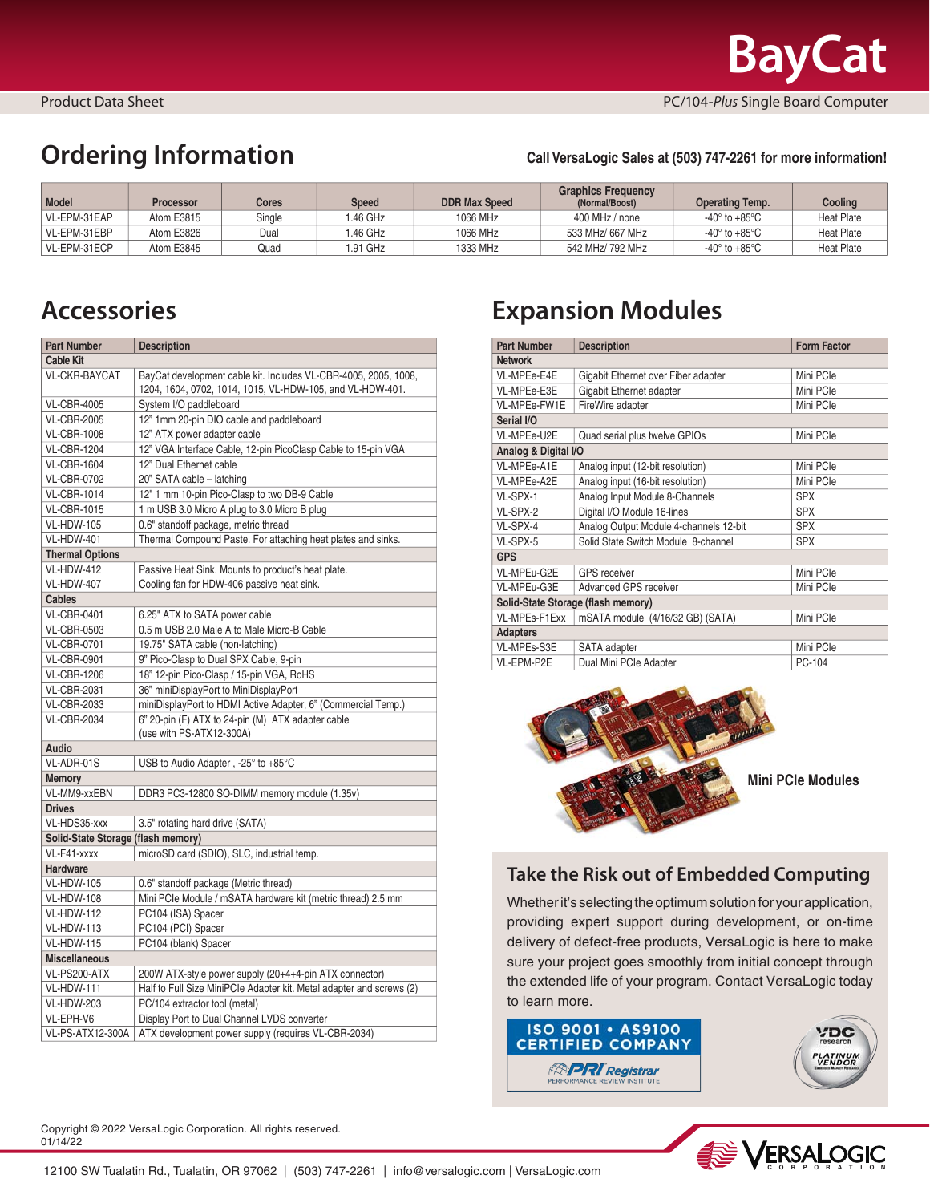## Ordering Information

**Call VersaLogic Sales at (503) 747-2261 for more information!**

| Model | Processor | Cores | Speed | DDR Max Speed | Graphics Frequency (Normal/Boost) | Operating Temp. | Cooling |
|---|---|---|---|---|---|---|---|
| VL-EPM-31EAP | Atom E3815 | Single | 1.46 GHz | 1066 MHz | 400 MHz / none | -40° to +85°C | Heat Plate |
| VL-EPM-31EBP | Atom E3826 | Dual | 1.46 GHz | 1066 MHz | 533 MHz/ 667 MHz | -40° to +85°C | Heat Plate |
| VL-EPM-31ECP | Atom E3845 | Quad | 1.91 GHz | 1333 MHz | 542 MHz/ 792 MHz | -40° to +85°C | Heat Plate |

## Accessories

| Part Number | Description |
|---|---|
| **Cable Kit** | |
| VL-CKR-BAYCAT | BayCat development cable kit. Includes VL-CBR-4005, 2005, 1008, 1204, 1604, 0702, 1014, 1015, VL-HDW-105, and VL-HDW-401. |
| VL-CBR-4005 | System I/O paddleboard |
| VL-CBR-2005 | 12" 1mm 20-pin DIO cable and paddleboard |
| VL-CBR-1008 | 12" ATX power adapter cable |
| VL-CBR-1204 | 12" VGA Interface Cable, 12-pin PicoClasp Cable to 15-pin VGA |
| VL-CBR-1604 | 12" Dual Ethernet cable |
| VL-CBR-0702 | 20" SATA cable – latching |
| VL-CBR-1014 | 12" 1 mm 10-pin Pico-Clasp to two DB-9 Cable |
| VL-CBR-1015 | 1 m USB 3.0 Micro A plug to 3.0 Micro B plug |
| VL-HDW-105 | 0.6" standoff package, metric thread |
| VL-HDW-401 | Thermal Compound Paste. For attaching heat plates and sinks. |
| **Thermal Options** | |
| VL-HDW-412 | Passive Heat Sink. Mounts to product's heat plate. |
| VL-HDW-407 | Cooling fan for HDW-406 passive heat sink. |
| **Cables** | |
| VL-CBR-0401 | 6.25" ATX to SATA power cable |
| VL-CBR-0503 | 0.5 m USB 2.0 Male A to Male Micro-B Cable |
| VL-CBR-0701 | 19.75" SATA cable (non-latching) |
| VL-CBR-0901 | 9" Pico-Clasp to Dual SPX Cable, 9-pin |
| VL-CBR-1206 | 18" 12-pin Pico-Clasp / 15-pin VGA, RoHS |
| VL-CBR-2031 | 36" miniDisplayPort to MiniDisplayPort |
| VL-CBR-2033 | miniDisplayPort to HDMI Active Adapter, 6" (Commercial Temp.) |
| VL-CBR-2034 | 6" 20-pin (F) ATX to 24-pin (M) ATX adapter cable (use with PS-ATX12-300A) |
| **Audio** | |
| VL-ADR-01S | USB to Audio Adapter , -25° to +85°C |
| **Memory** | |
| VL-MM9-xxEBN | DDR3 PC3-12800 SO-DIMM memory module (1.35v) |
| **Drives** | |
| VL-HDS35-xxx | 3.5" rotating hard drive (SATA) |
| **Solid-State Storage (flash memory)** | |
| VL-F41-xxxx | microSD card (SDIO), SLC, industrial temp. |
| **Hardware** | |
| VL-HDW-105 | 0.6" standoff package (Metric thread) |
| VL-HDW-108 | Mini PCIe Module / mSATA hardware kit (metric thread) 2.5 mm |
| VL-HDW-112 | PC104 (ISA) Spacer |
| VL-HDW-113 | PC104 (PCI) Spacer |
| VL-HDW-115 | PC104 (blank) Spacer |
| **Miscellaneous** | |
| VL-PS200-ATX | 200W ATX-style power supply (20+4+4-pin ATX connector) |
| VL-HDW-111 | Half to Full Size MiniPCIe Adapter kit. Metal adapter and screws (2) |
| VL-HDW-203 | PC/104 extractor tool (metal) |
| VL-EPH-V6 | Display Port to Dual Channel LVDS converter |
| VL-PS-ATX12-300A | ATX development power supply (requires VL-CBR-2034) |

## Expansion Modules

| Part Number | Description | Form Factor |
|---|---|---|
| **Network** | | |
| VL-MPEe-E4E | Gigabit Ethernet over Fiber adapter | Mini PCIe |
| VL-MPEe-E3E | Gigabit Ethernet adapter | Mini PCIe |
| VL-MPEe-FW1E | FireWire adapter | Mini PCIe |
| **Serial I/O** | | |
| VL-MPEe-U2E | Quad serial plus twelve GPIOs | Mini PCIe |
| **Analog & Digital I/O** | | |
| VL-MPEe-A1E | Analog input (12-bit resolution) | Mini PCIe |
| VL-MPEe-A2E | Analog input (16-bit resolution) | Mini PCIe |
| VL-SPX-1 | Analog Input Module 8-Channels | SPX |
| VL-SPX-2 | Digital I/O Module 16-lines | SPX |
| VL-SPX-4 | Analog Output Module 4-channels 12-bit | SPX |
| VL-SPX-5 | Solid State Switch Module 8-channel | SPX |
| **GPS** | | |
| VL-MPEu-G2E | GPS receiver | Mini PCIe |
| VL-MPEu-G3E | Advanced GPS receiver | Mini PCIe |
| **Solid-State Storage (flash memory)** | | |
| VL-MPEs-F1Exx | mSATA module (4/16/32 GB) (SATA) | Mini PCIe |
| **Adapters** | | |
| VL-MPEs-S3E | SATA adapter | Mini PCIe |
| VL-EPM-P2E | Dual Mini PCIe Adapter | PC-104 |

**Mini PCIe Modules**

### Take the Risk out of Embedded Computing

Whether it's selecting the optimum solution for your application, providing expert support during development, or on-time delivery of defect-free products, VersaLogic is here to make sure your project goes smoothly from initial concept through the extended life of your program. Contact VersaLogic today to learn more.

ISO 9001 • AS9100 CERTIFIED COMPANY
PRI Registrar — PERFORMANCE REVIEW INSTITUTE

VDC research PLATINUM VENDOR

Copyright © 2022 VersaLogic Corporation. All rights reserved.
01/14/22

12100 SW Tualatin Rd., Tualatin, OR 97062 | (503) 747-2261 | info@versalogic.com | VersaLogic.com